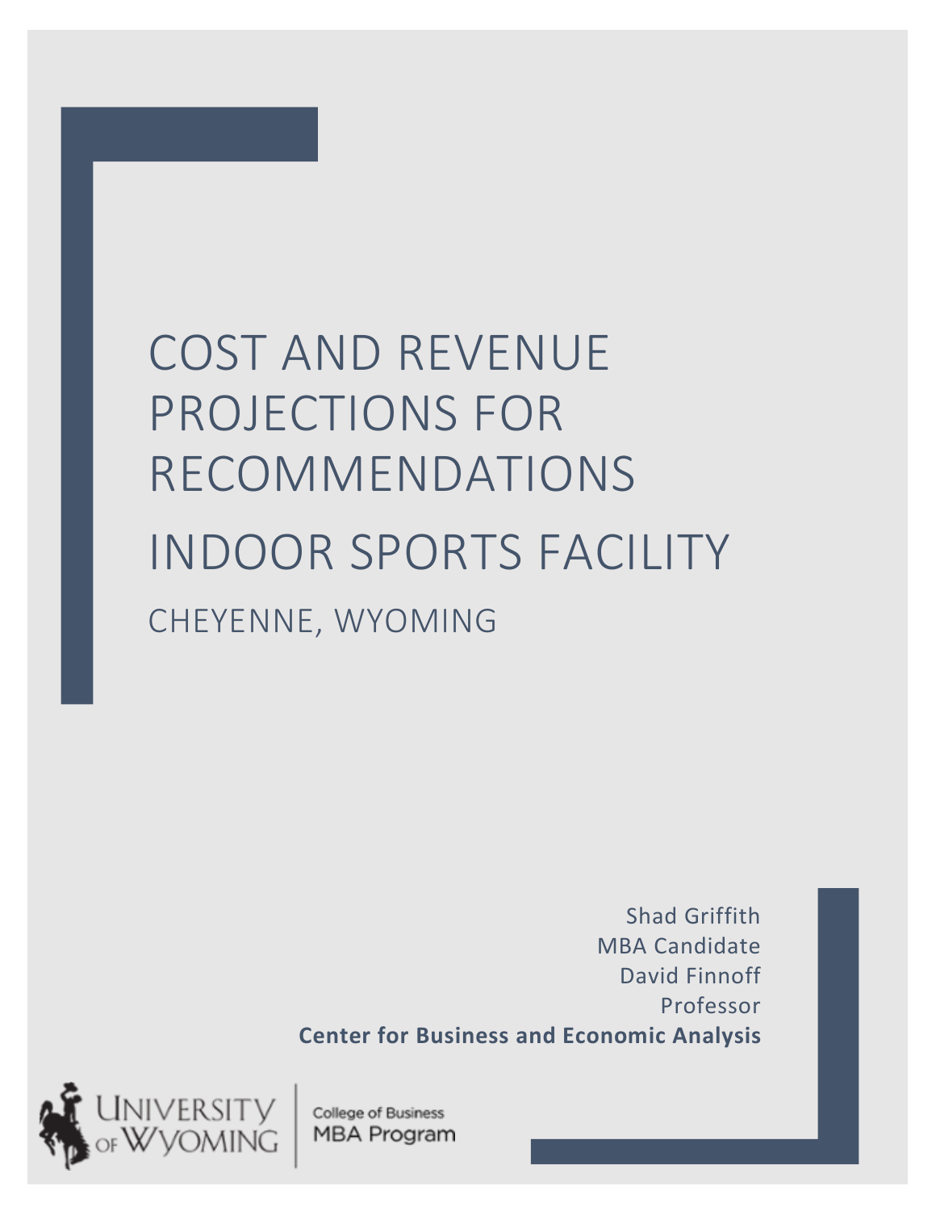# COST AND REVENUE PROJECTIONS FOR RECOMMENDATIONS

# INDOOR SPORTS FACILITY

## CHEYENNE, WYOMING

Shad Griffith
MBA Candidate
David Finnoff
Professor
**Center for Business and Economic Analysis**

University of Wyoming
College of Business
MBA Program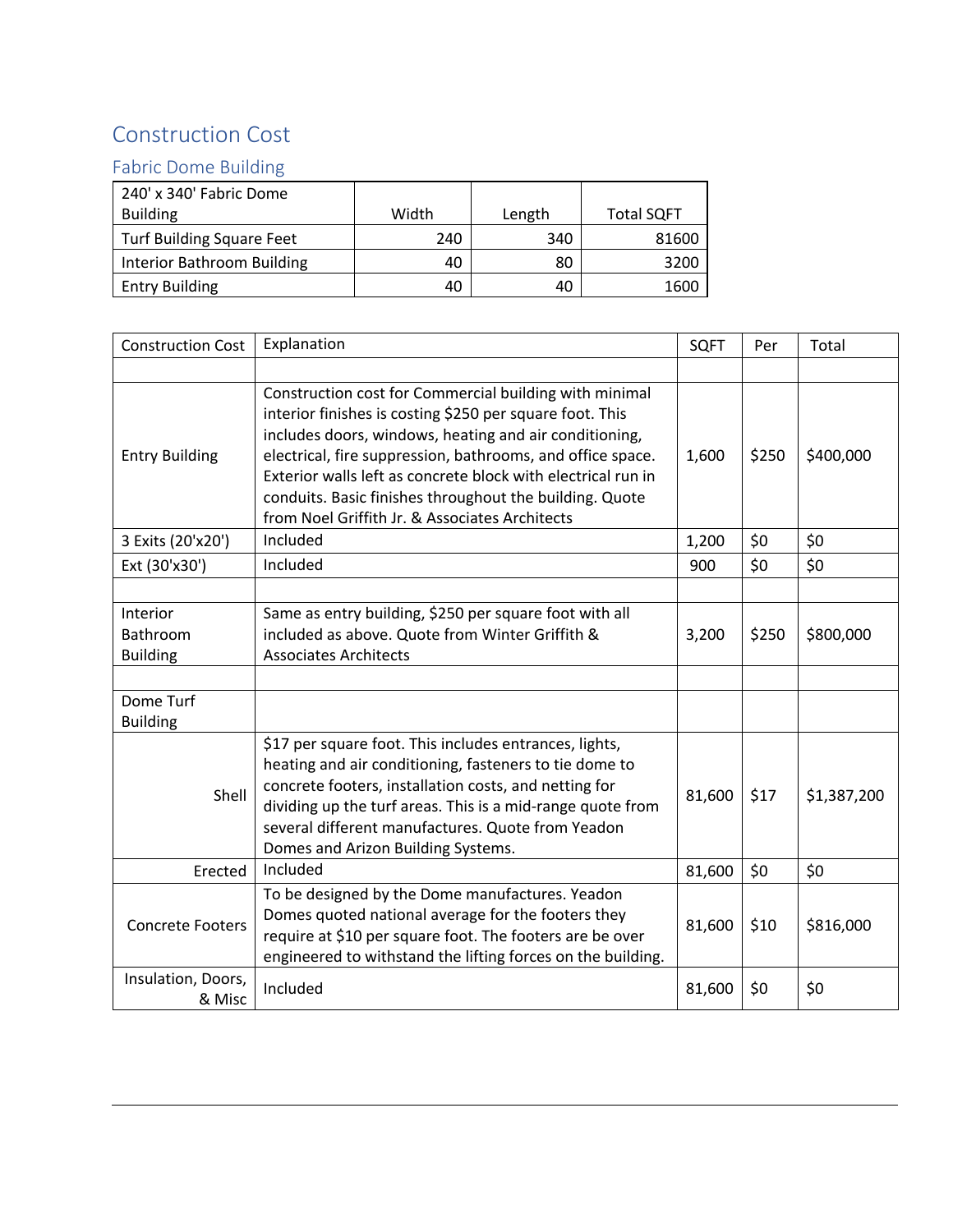## Construction Cost

### Fabric Dome Building

| 240' x 340' Fabric Dome Building | Width | Length | Total SQFT |
|---|---|---|---|
| Turf Building Square Feet | 240 | 340 | 81600 |
| Interior Bathroom Building | 40 | 80 | 3200 |
| Entry Building | 40 | 40 | 1600 |

| Construction Cost | Explanation | SQFT | Per | Total |
|---|---|---|---|---|
| | | | | |
| Entry Building | Construction cost for Commercial building with minimal interior finishes is costing $250 per square foot. This includes doors, windows, heating and air conditioning, electrical, fire suppression, bathrooms, and office space. Exterior walls left as concrete block with electrical run in conduits. Basic finishes throughout the building. Quote from Noel Griffith Jr. & Associates Architects | 1,600 | $250 | $400,000 |
| 3 Exits (20'x20') | Included | 1,200 | $0 | $0 |
| Ext (30'x30') | Included | 900 | $0 | $0 |
| | | | | |
| Interior Bathroom Building | Same as entry building, $250 per square foot with all included as above. Quote from Winter Griffith & Associates Architects | 3,200 | $250 | $800,000 |
| | | | | |
| Dome Turf Building | | | | |
| Shell | $17 per square foot. This includes entrances, lights, heating and air conditioning, fasteners to tie dome to concrete footers, installation costs, and netting for dividing up the turf areas. This is a mid-range quote from several different manufactures. Quote from Yeadon Domes and Arizon Building Systems. | 81,600 | $17 | $1,387,200 |
| Erected | Included | 81,600 | $0 | $0 |
| Concrete Footers | To be designed by the Dome manufactures. Yeadon Domes quoted national average for the footers they require at $10 per square foot. The footers are be over engineered to withstand the lifting forces on the building. | 81,600 | $10 | $816,000 |
| Insulation, Doors, & Misc | Included | 81,600 | $0 | $0 |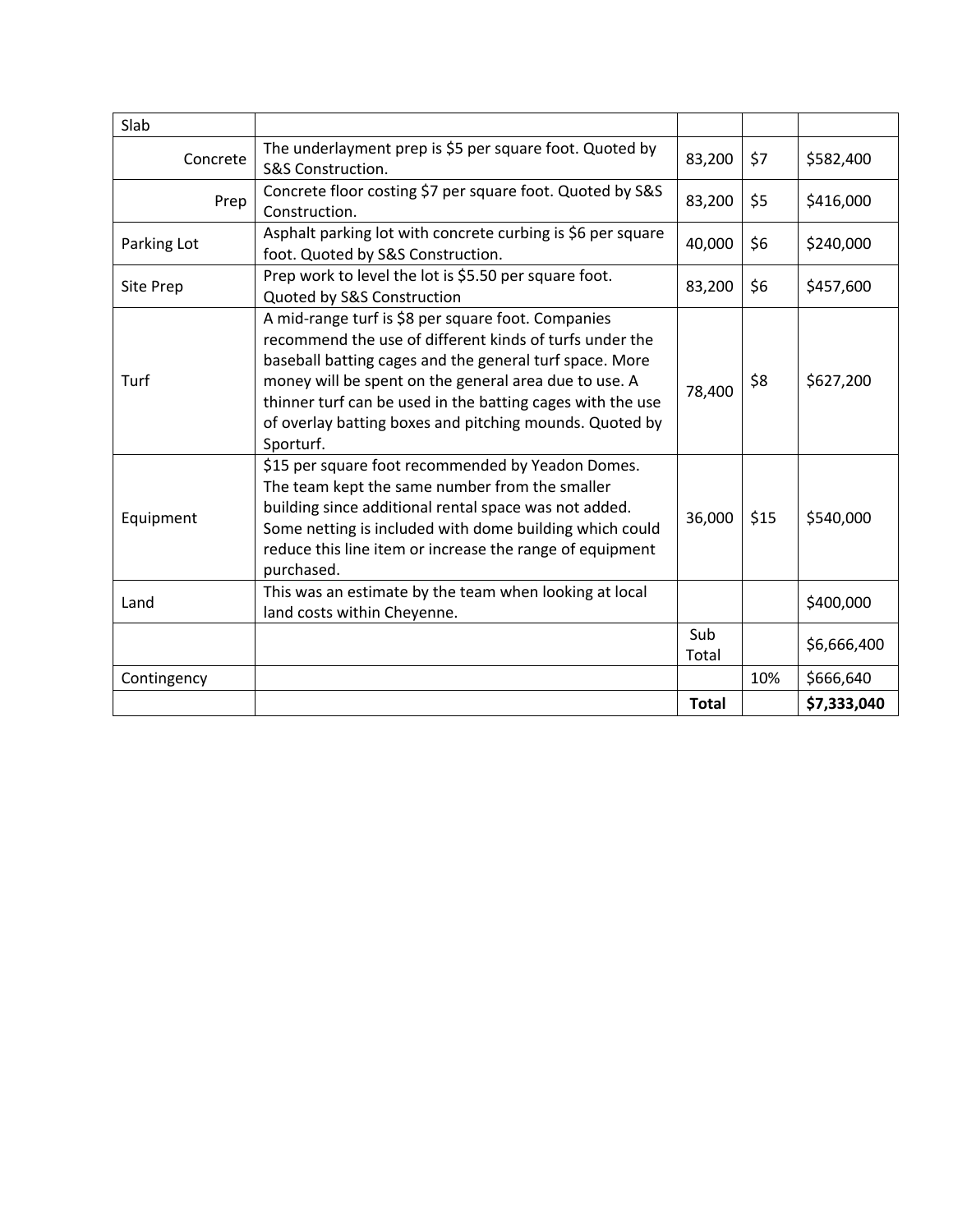| Slab | | | | |
|---|---|---|---|---|
| Concrete | The underlayment prep is $5 per square foot. Quoted by S&S Construction. | 83,200 | $7 | $582,400 |
| Prep | Concrete floor costing $7 per square foot. Quoted by S&S Construction. | 83,200 | $5 | $416,000 |
| Parking Lot | Asphalt parking lot with concrete curbing is $6 per square foot. Quoted by S&S Construction. | 40,000 | $6 | $240,000 |
| Site Prep | Prep work to level the lot is $5.50 per square foot. Quoted by S&S Construction | 83,200 | $6 | $457,600 |
| Turf | A mid-range turf is $8 per square foot. Companies recommend the use of different kinds of turfs under the baseball batting cages and the general turf space. More money will be spent on the general area due to use. A thinner turf can be used in the batting cages with the use of overlay batting boxes and pitching mounds. Quoted by Sporturf. | 78,400 | $8 | $627,200 |
| Equipment | $15 per square foot recommended by Yeadon Domes. The team kept the same number from the smaller building since additional rental space was not added. Some netting is included with dome building which could reduce this line item or increase the range of equipment purchased. | 36,000 | $15 | $540,000 |
| Land | This was an estimate by the team when looking at local land costs within Cheyenne. | | | $400,000 |
| | | Sub Total | | $6,666,400 |
| Contingency | | | 10% | $666,640 |
| | | **Total** | | **$7,333,040** |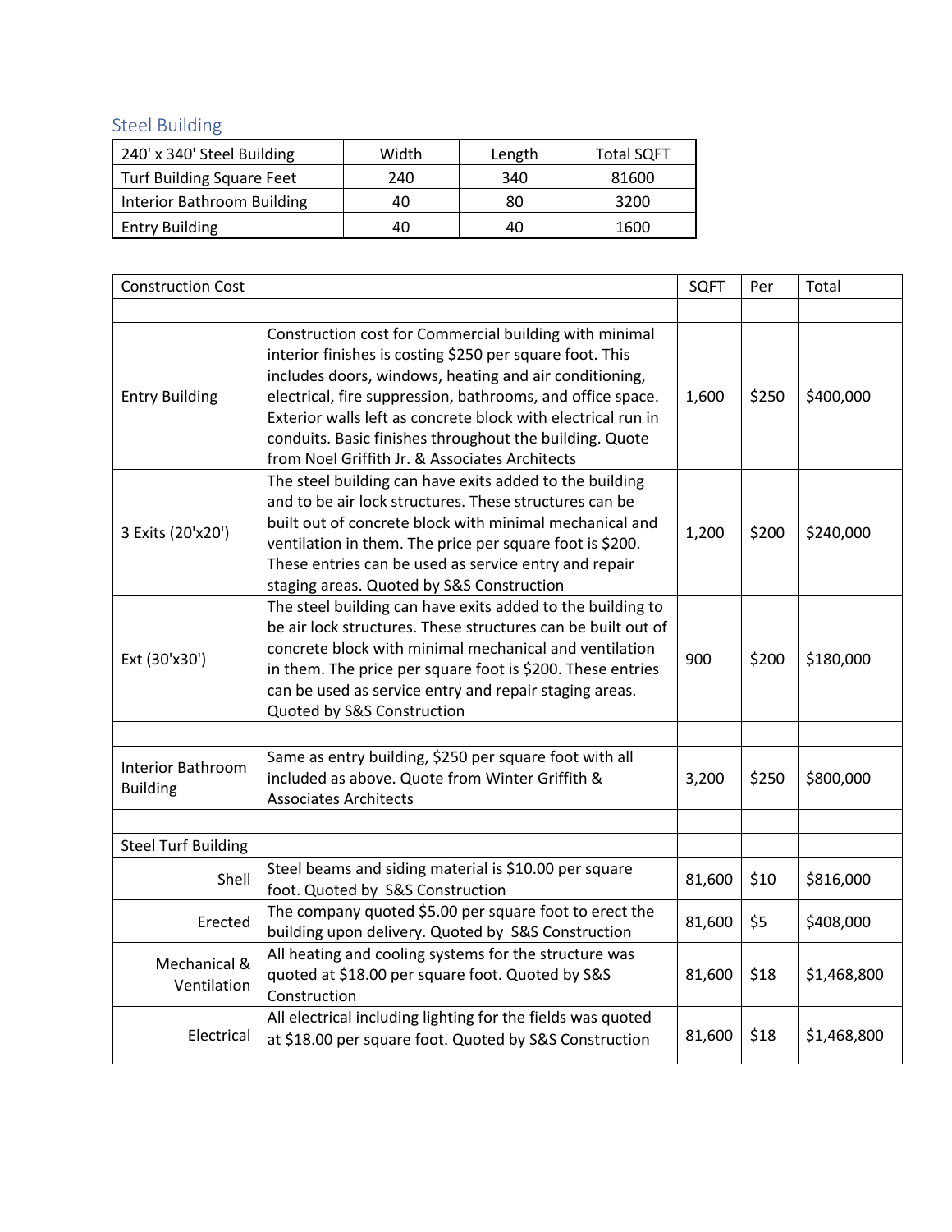## Steel Building

| 240' x 340' Steel Building | Width | Length | Total SQFT |
|---|---|---|---|
| Turf Building Square Feet | 240 | 340 | 81600 |
| Interior Bathroom Building | 40 | 80 | 3200 |
| Entry Building | 40 | 40 | 1600 |

| Construction Cost | | SQFT | Per | Total |
|---|---|---|---|---|
| | | | | |
| Entry Building | Construction cost for Commercial building with minimal interior finishes is costing $250 per square foot. This includes doors, windows, heating and air conditioning, electrical, fire suppression, bathrooms, and office space. Exterior walls left as concrete block with electrical run in conduits. Basic finishes throughout the building. Quote from Noel Griffith Jr. & Associates Architects | 1,600 | $250 | $400,000 |
| 3 Exits (20'x20') | The steel building can have exits added to the building and to be air lock structures. These structures can be built out of concrete block with minimal mechanical and ventilation in them. The price per square foot is $200. These entries can be used as service entry and repair staging areas. Quoted by S&S Construction | 1,200 | $200 | $240,000 |
| Ext (30'x30') | The steel building can have exits added to the building to be air lock structures. These structures can be built out of concrete block with minimal mechanical and ventilation in them. The price per square foot is $200. These entries can be used as service entry and repair staging areas. Quoted by S&S Construction | 900 | $200 | $180,000 |
| | | | | |
| Interior Bathroom Building | Same as entry building, $250 per square foot with all included as above. Quote from Winter Griffith & Associates Architects | 3,200 | $250 | $800,000 |
| | | | | |
| Steel Turf Building | | | | |
| Shell | Steel beams and siding material is $10.00 per square foot. Quoted by S&S Construction | 81,600 | $10 | $816,000 |
| Erected | The company quoted $5.00 per square foot to erect the building upon delivery. Quoted by S&S Construction | 81,600 | $5 | $408,000 |
| Mechanical & Ventilation | All heating and cooling systems for the structure was quoted at $18.00 per square foot. Quoted by S&S Construction | 81,600 | $18 | $1,468,800 |
| Electrical | All electrical including lighting for the fields was quoted at $18.00 per square foot. Quoted by S&S Construction | 81,600 | $18 | $1,468,800 |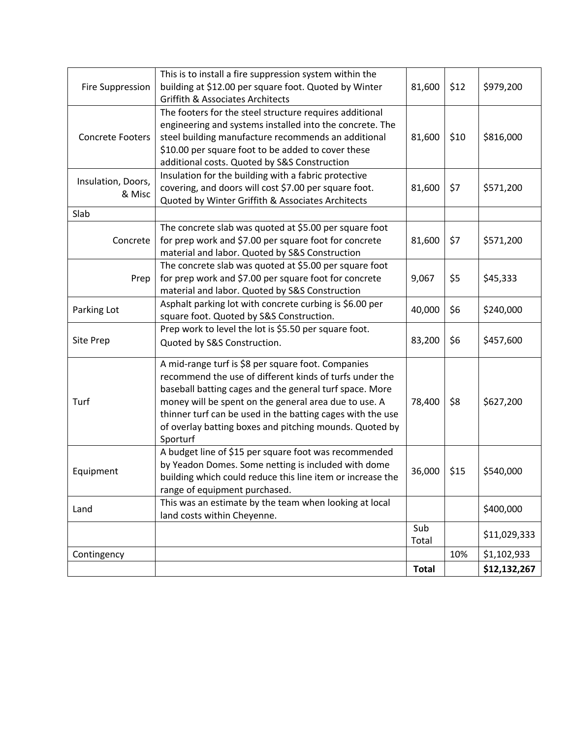| | | | | |
|---|---|---|---|---|
| Fire Suppression | This is to install a fire suppression system within the building at $12.00 per square foot. Quoted by Winter Griffith & Associates Architects | 81,600 | $12 | $979,200 |
| Concrete Footers | The footers for the steel structure requires additional engineering and systems installed into the concrete. The steel building manufacture recommends an additional $10.00 per square foot to be added to cover these additional costs. Quoted by S&S Construction | 81,600 | $10 | $816,000 |
| Insulation, Doors, & Misc | Insulation for the building with a fabric protective covering, and doors will cost $7.00 per square foot. Quoted by Winter Griffith & Associates Architects | 81,600 | $7 | $571,200 |
| Slab | | | | |
| Concrete | The concrete slab was quoted at $5.00 per square foot for prep work and $7.00 per square foot for concrete material and labor. Quoted by S&S Construction | 81,600 | $7 | $571,200 |
| Prep | The concrete slab was quoted at $5.00 per square foot for prep work and $7.00 per square foot for concrete material and labor. Quoted by S&S Construction | 9,067 | $5 | $45,333 |
| Parking Lot | Asphalt parking lot with concrete curbing is $6.00 per square foot. Quoted by S&S Construction. | 40,000 | $6 | $240,000 |
| Site Prep | Prep work to level the lot is $5.50 per square foot. Quoted by S&S Construction. | 83,200 | $6 | $457,600 |
| Turf | A mid-range turf is $8 per square foot. Companies recommend the use of different kinds of turfs under the baseball batting cages and the general turf space. More money will be spent on the general area due to use. A thinner turf can be used in the batting cages with the use of overlay batting boxes and pitching mounds. Quoted by Sporturf | 78,400 | $8 | $627,200 |
| Equipment | A budget line of $15 per square foot was recommended by Yeadon Domes. Some netting is included with dome building which could reduce this line item or increase the range of equipment purchased. | 36,000 | $15 | $540,000 |
| Land | This was an estimate by the team when looking at local land costs within Cheyenne. | | | $400,000 |
| | | Sub Total | | $11,029,333 |
| Contingency | | | 10% | $1,102,933 |
| | | **Total** | | **$12,132,267** |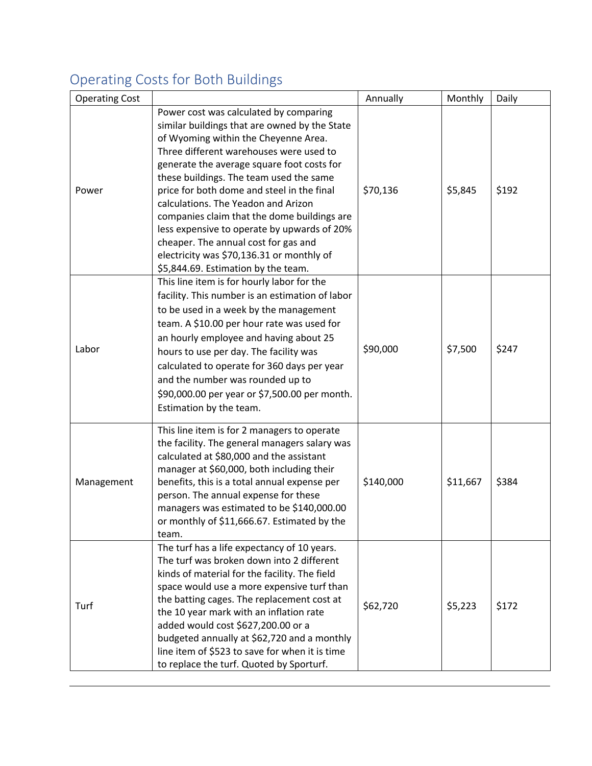## Operating Costs for Both Buildings

| Operating Cost | | Annually | Monthly | Daily |
|---|---|---|---|---|
| Power | Power cost was calculated by comparing similar buildings that are owned by the State of Wyoming within the Cheyenne Area. Three different warehouses were used to generate the average square foot costs for these buildings. The team used the same price for both dome and steel in the final calculations. The Yeadon and Arizon companies claim that the dome buildings are less expensive to operate by upwards of 20% cheaper. The annual cost for gas and electricity was $70,136.31 or monthly of $5,844.69. Estimation by the team. | $70,136 | $5,845 | $192 |
| Labor | This line item is for hourly labor for the facility. This number is an estimation of labor to be used in a week by the management team. A $10.00 per hour rate was used for an hourly employee and having about 25 hours to use per day. The facility was calculated to operate for 360 days per year and the number was rounded up to $90,000.00 per year or $7,500.00 per month. Estimation by the team. | $90,000 | $7,500 | $247 |
| Management | This line item is for 2 managers to operate the facility. The general managers salary was calculated at $80,000 and the assistant manager at $60,000, both including their benefits, this is a total annual expense per person. The annual expense for these managers was estimated to be $140,000.00 or monthly of $11,666.67. Estimated by the team. | $140,000 | $11,667 | $384 |
| Turf | The turf has a life expectancy of 10 years. The turf was broken down into 2 different kinds of material for the facility. The field space would use a more expensive turf than the batting cages. The replacement cost at the 10 year mark with an inflation rate added would cost $627,200.00 or a budgeted annually at $62,720 and a monthly line item of $523 to save for when it is time to replace the turf. Quoted by Sporturf. | $62,720 | $5,223 | $172 |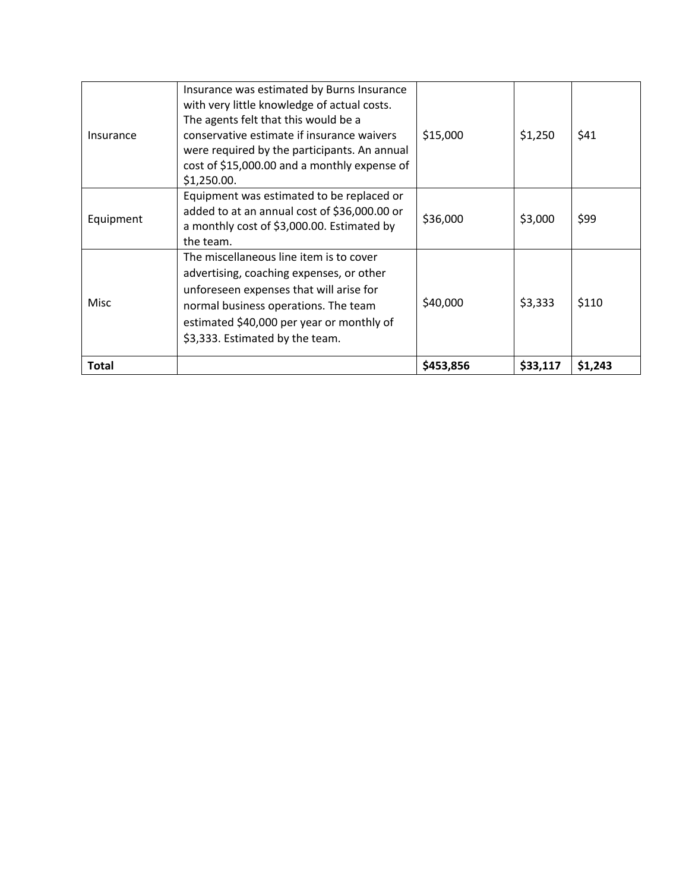| | | | | |
|---|---|---|---|---|
| Insurance | Insurance was estimated by Burns Insurance with very little knowledge of actual costs. The agents felt that this would be a conservative estimate if insurance waivers were required by the participants. An annual cost of $15,000.00 and a monthly expense of $1,250.00. | $15,000 | $1,250 | $41 |
| Equipment | Equipment was estimated to be replaced or added to at an annual cost of $36,000.00 or a monthly cost of $3,000.00. Estimated by the team. | $36,000 | $3,000 | $99 |
| Misc | The miscellaneous line item is to cover advertising, coaching expenses, or other unforeseen expenses that will arise for normal business operations. The team estimated $40,000 per year or monthly of $3,333. Estimated by the team. | $40,000 | $3,333 | $110 |
| **Total** | | **$453,856** | **$33,117** | **$1,243** |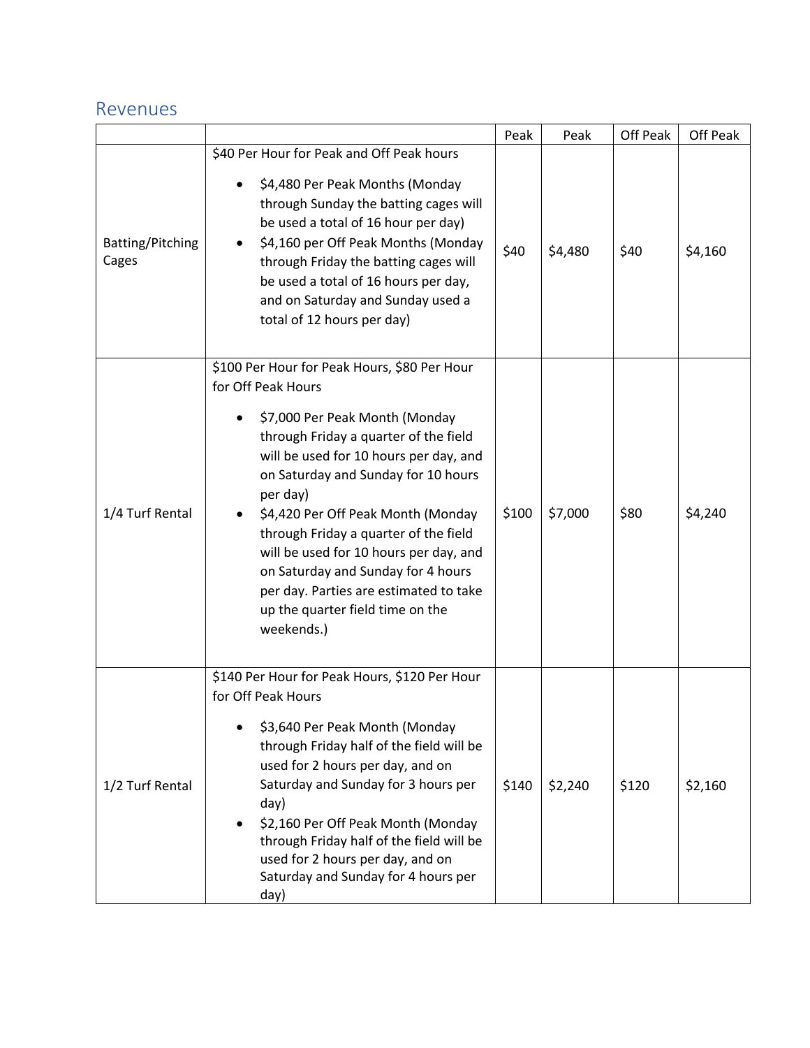## Revenues

| | | Peak | Peak | Off Peak | Off Peak |
|---|---|---|---|---|---|
| Batting/Pitching Cages | $40 Per Hour for Peak and Off Peak hours<br><br>• $4,480 Per Peak Months (Monday through Sunday the batting cages will be used a total of 16 hour per day)<br>• $4,160 per Off Peak Months (Monday through Friday the batting cages will be used a total of 16 hours per day, and on Saturday and Sunday used a total of 12 hours per day) | $40 | $4,480 | $40 | $4,160 |
| 1/4 Turf Rental | $100 Per Hour for Peak Hours, $80 Per Hour for Off Peak Hours<br><br>• $7,000 Per Peak Month (Monday through Friday a quarter of the field will be used for 10 hours per day, and on Saturday and Sunday for 10 hours per day)<br>• $4,420 Per Off Peak Month (Monday through Friday a quarter of the field will be used for 10 hours per day, and on Saturday and Sunday for 4 hours per day. Parties are estimated to take up the quarter field time on the weekends.) | $100 | $7,000 | $80 | $4,240 |
| 1/2 Turf Rental | $140 Per Hour for Peak Hours, $120 Per Hour for Off Peak Hours<br><br>• $3,640 Per Peak Month (Monday through Friday half of the field will be used for 2 hours per day, and on Saturday and Sunday for 3 hours per day)<br>• $2,160 Per Off Peak Month (Monday through Friday half of the field will be used for 2 hours per day, and on Saturday and Sunday for 4 hours per day) | $140 | $2,240 | $120 | $2,160 |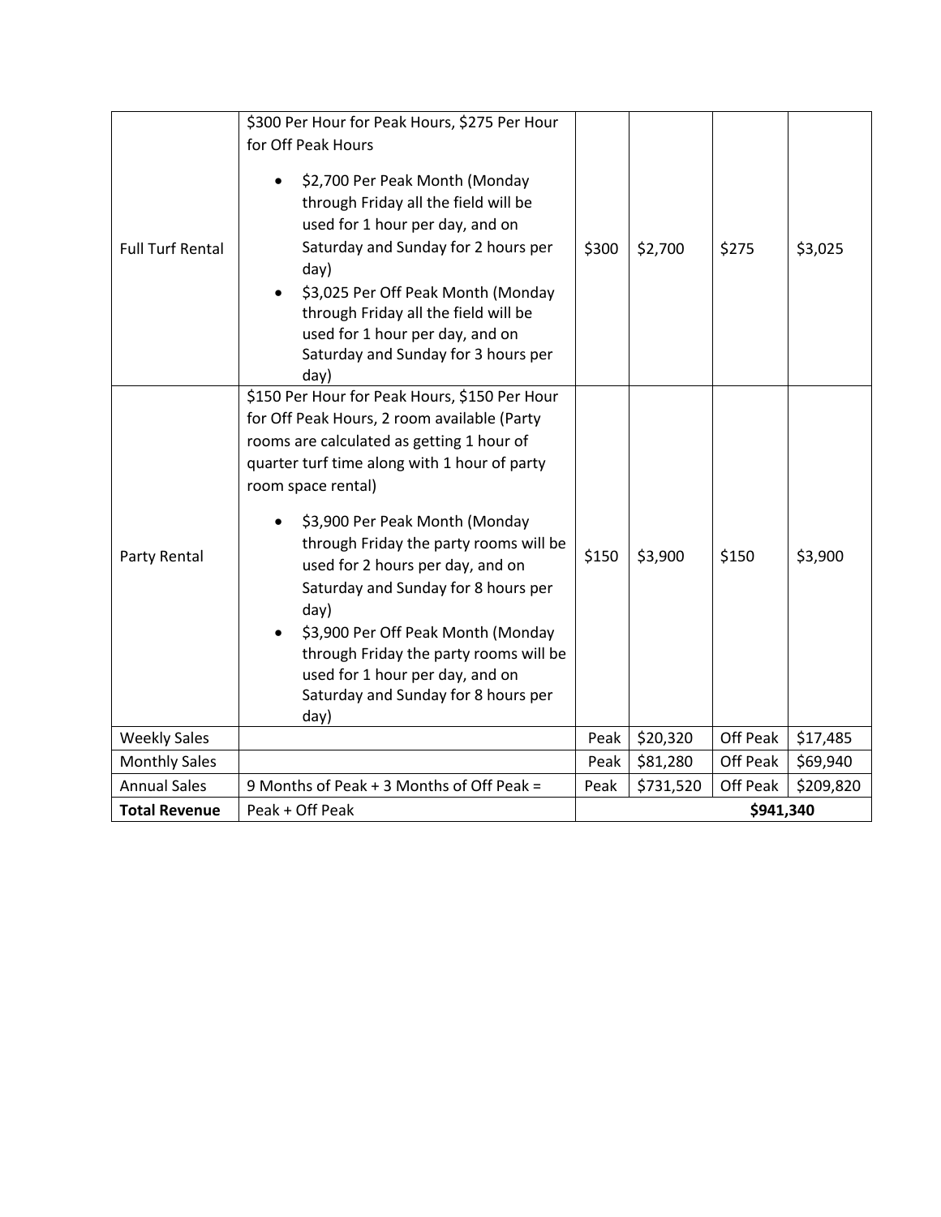| | | | | | |
|---|---|---|---|---|---|
| Full Turf Rental | $300 Per Hour for Peak Hours, $275 Per Hour for Off Peak Hours<br>• $2,700 Per Peak Month (Monday through Friday all the field will be used for 1 hour per day, and on Saturday and Sunday for 2 hours per day)<br>• $3,025 Per Off Peak Month (Monday through Friday all the field will be used for 1 hour per day, and on Saturday and Sunday for 3 hours per day) | $300 | $2,700 | $275 | $3,025 |
| Party Rental | $150 Per Hour for Peak Hours, $150 Per Hour for Off Peak Hours, 2 room available (Party rooms are calculated as getting 1 hour of quarter turf time along with 1 hour of party room space rental)<br>• $3,900 Per Peak Month (Monday through Friday the party rooms will be used for 2 hours per day, and on Saturday and Sunday for 8 hours per day)<br>• $3,900 Per Off Peak Month (Monday through Friday the party rooms will be used for 1 hour per day, and on Saturday and Sunday for 8 hours per day) | $150 | $3,900 | $150 | $3,900 |
| Weekly Sales | | Peak | $20,320 | Off Peak | $17,485 |
| Monthly Sales | | Peak | $81,280 | Off Peak | $69,940 |
| Annual Sales | 9 Months of Peak + 3 Months of Off Peak = | Peak | $731,520 | Off Peak | $209,820 |
| **Total Revenue** | Peak + Off Peak | **$941,340** | | | |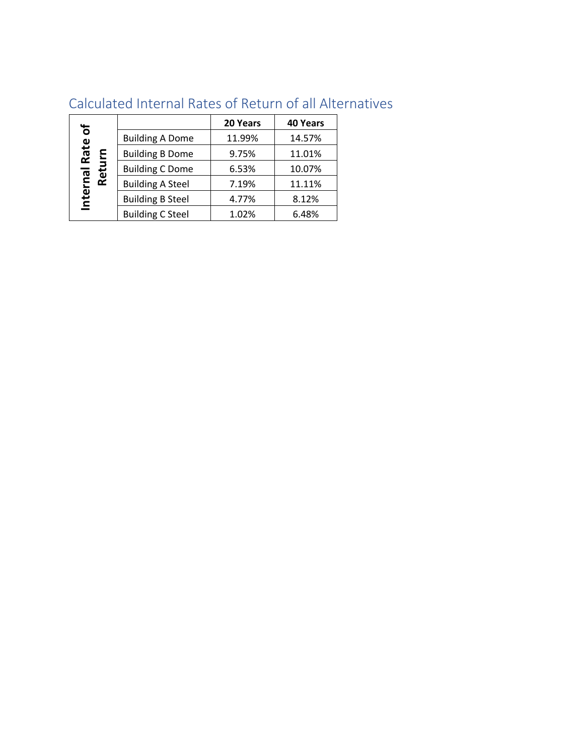## Calculated Internal Rates of Return of all Alternatives

| | | 20 Years | 40 Years |
|---|---|---|---|
| **Internal Rate of Return** | Building A Dome | 11.99% | 14.57% |
| | Building B Dome | 9.75% | 11.01% |
| | Building C Dome | 6.53% | 10.07% |
| | Building A Steel | 7.19% | 11.11% |
| | Building B Steel | 4.77% | 8.12% |
| | Building C Steel | 1.02% | 6.48% |